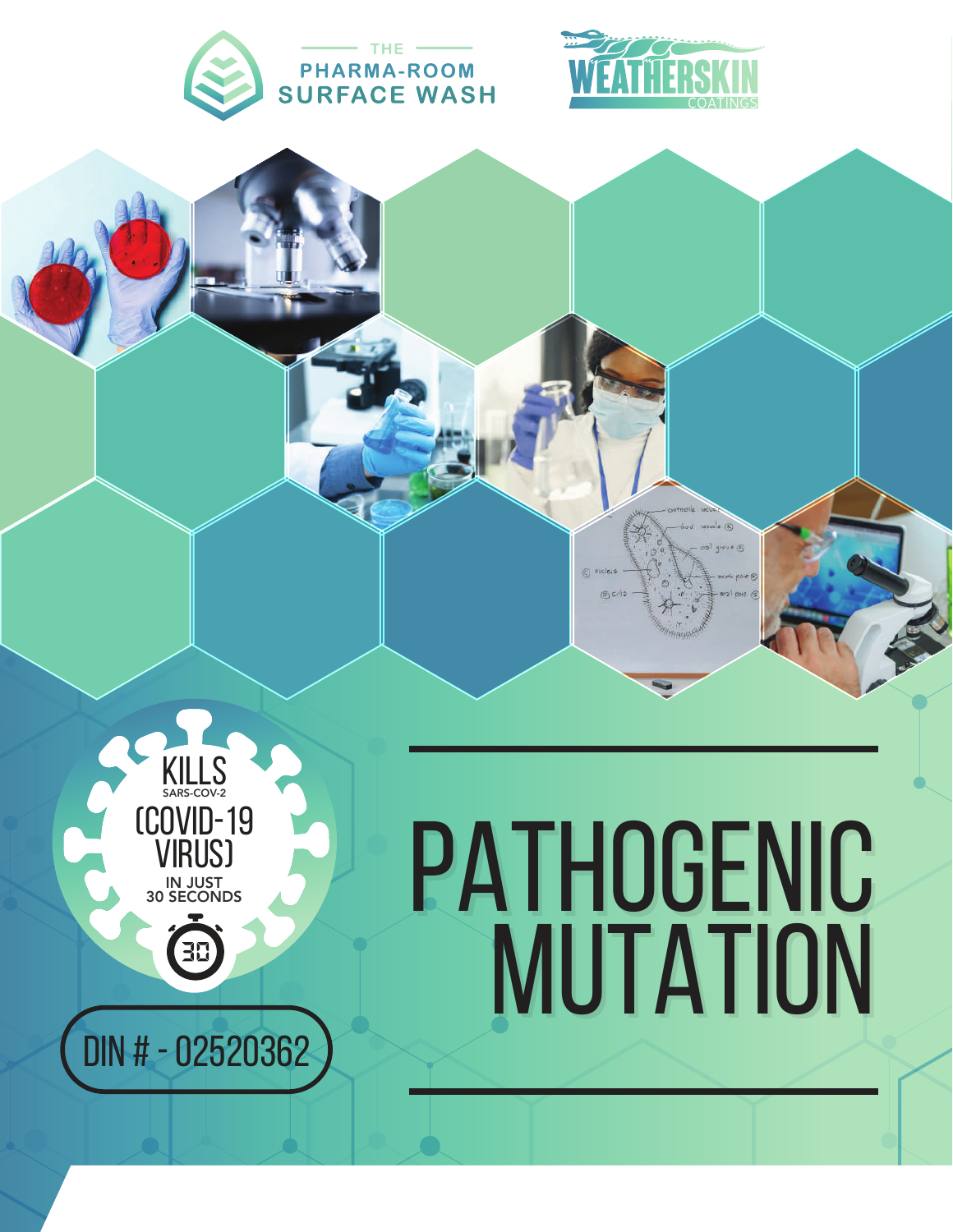THE PHARMA-ROOM SURFACE WASH

WEATHERSKIN COATINGS

KILLS SARS-COV-2 (COVID-19 VIRUS) IN JUST 30 SECONDS

DIN # - 02520362

# PATHOGENIC MUTATION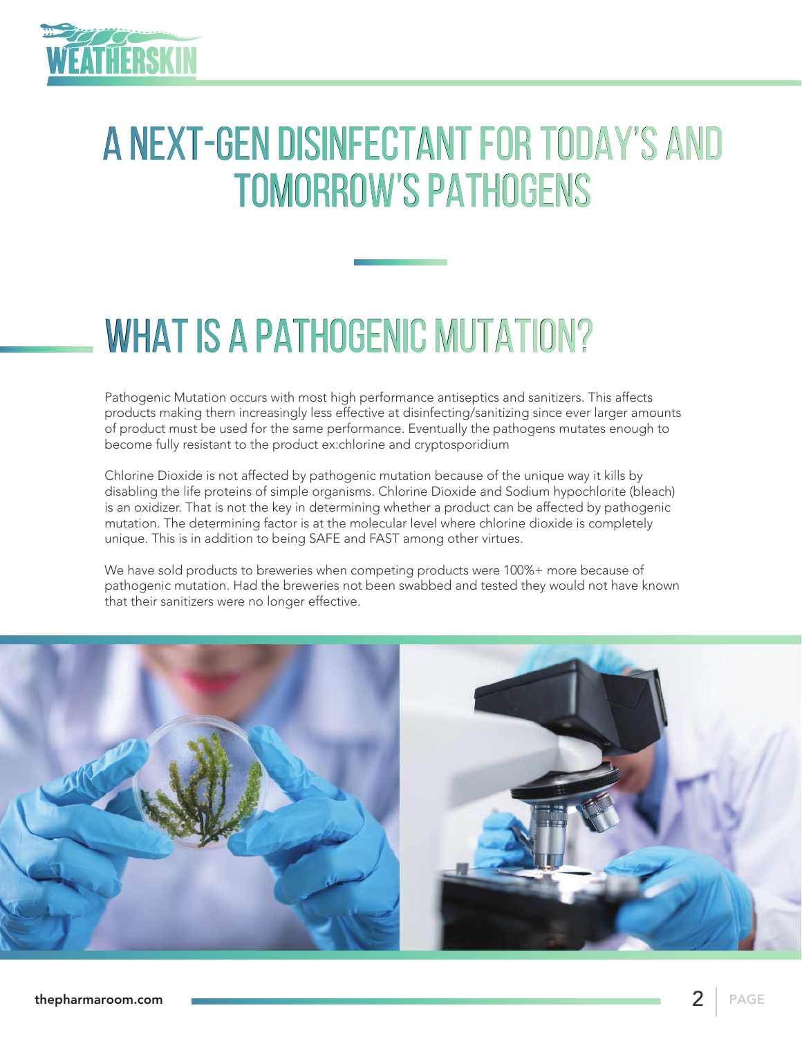# A NEXT-GEN DISINFECTANT FOR TODAY'S AND TOMORROW'S PATHOGENS

## WHAT IS A PATHOGENIC MUTATION?

Pathogenic Mutation occurs with most high performance antiseptics and sanitizers. This affects products making them increasingly less effective at disinfecting/sanitizing since ever larger amounts of product must be used for the same performance. Eventually the pathogens mutates enough to become fully resistant to the product ex:chlorine and cryptosporidium

Chlorine Dioxide is not affected by pathogenic mutation because of the unique way it kills by disabling the life proteins of simple organisms. Chlorine Dioxide and Sodium hypochlorite (bleach) is an oxidizer. That is not the key in determining whether a product can be affected by pathogenic mutation. The determining factor is at the molecular level where chlorine dioxide is completely unique. This is in addition to being SAFE and FAST among other virtues.

We have sold products to breweries when competing products were 100%+ more because of pathogenic mutation. Had the breweries not been swabbed and tested they would not have known that their sanitizers were no longer effective.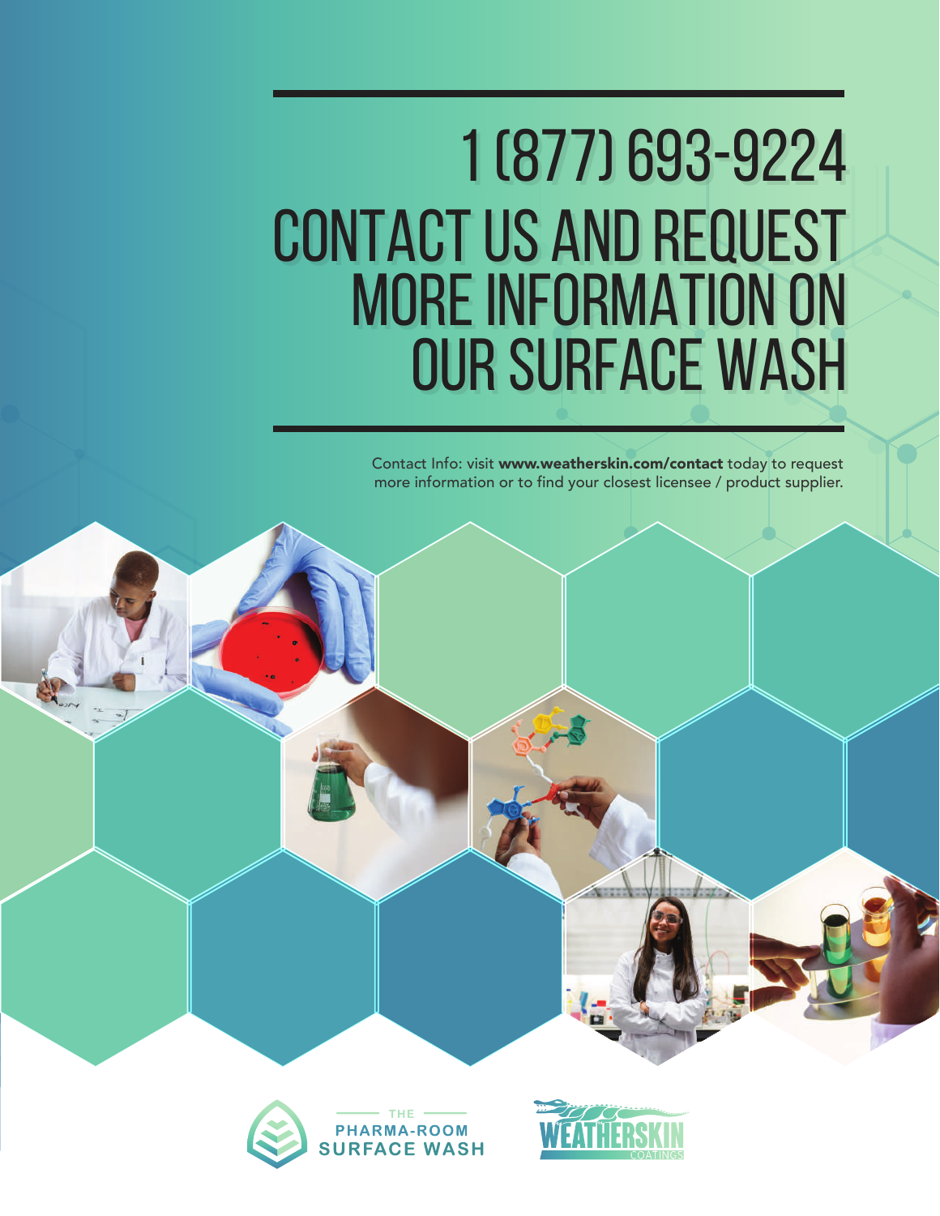# 1 (877) 693-9224

# CONTACT US AND REQUEST MORE INFORMATION ON OUR SURFACE WASH

Contact Info: visit **www.weatherskin.com/contact** today to request more information or to find your closest licensee / product supplier.

THE PHARMA-ROOM SURFACE WASH

WEATHERSKIN COATINGS